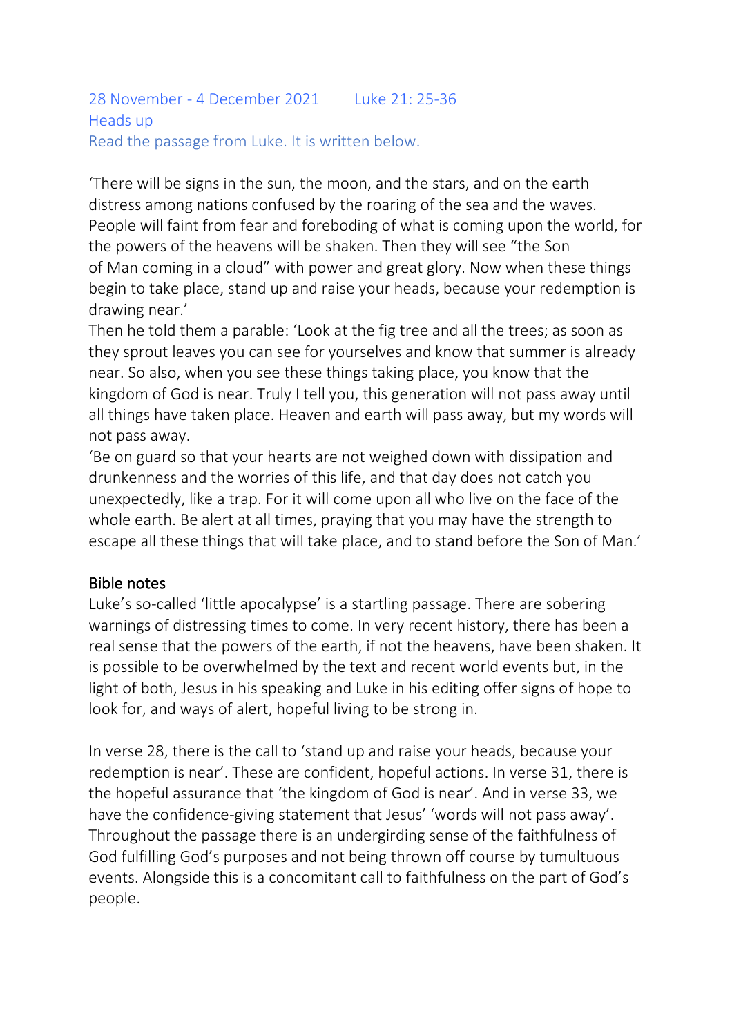28 November - 4 December 2021 Luke 21: 25-36

Heads up

Read the passage from Luke. It is written below.

'There will be signs in the sun, the moon, and the stars, and on the earth distress among nations confused by the roaring of the sea and the waves. People will faint from fear and foreboding of what is coming upon the world, for the powers of the heavens will be shaken. Then they will see "the Son of Man coming in a cloud" with power and great glory. Now when these things begin to take place, stand up and raise your heads, because your redemption is drawing near.'

Then he told them a parable: 'Look at the fig tree and all the trees; as soon as they sprout leaves you can see for yourselves and know that summer is already near. So also, when you see these things taking place, you know that the kingdom of God is near. Truly I tell you, this generation will not pass away until all things have taken place. Heaven and earth will pass away, but my words will not pass away.

'Be on guard so that your hearts are not weighed down with dissipation and drunkenness and the worries of this life, and that day does not catch you unexpectedly, like a trap. For it will come upon all who live on the face of the whole earth. Be alert at all times, praying that you may have the strength to escape all these things that will take place, and to stand before the Son of Man.'

## Bible notes

Luke's so-called 'little apocalypse' is a startling passage. There are sobering warnings of distressing times to come. In very recent history, there has been a real sense that the powers of the earth, if not the heavens, have been shaken. It is possible to be overwhelmed by the text and recent world events but, in the light of both, Jesus in his speaking and Luke in his editing offer signs of hope to look for, and ways of alert, hopeful living to be strong in.

In verse 28, there is the call to 'stand up and raise your heads, because your redemption is near'. These are confident, hopeful actions. In verse 31, there is the hopeful assurance that 'the kingdom of God is near'. And in verse 33, we have the confidence-giving statement that Jesus' 'words will not pass away'. Throughout the passage there is an undergirding sense of the faithfulness of God fulfilling God's purposes and not being thrown off course by tumultuous events. Alongside this is a concomitant call to faithfulness on the part of God's people.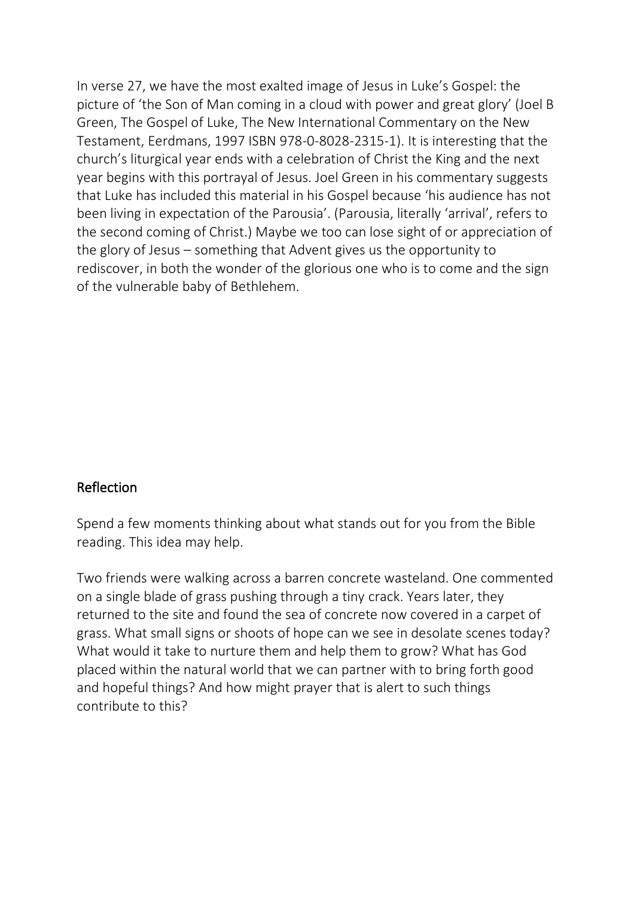In verse 27, we have the most exalted image of Jesus in Luke's Gospel: the picture of 'the Son of Man coming in a cloud with power and great glory' (Joel B Green, The Gospel of Luke, The New International Commentary on the New Testament, Eerdmans, 1997 ISBN 978-0-8028-2315-1). It is interesting that the church's liturgical year ends with a celebration of Christ the King and the next year begins with this portrayal of Jesus. Joel Green in his commentary suggests that Luke has included this material in his Gospel because 'his audience has not been living in expectation of the Parousia'. (Parousia, literally 'arrival', refers to the second coming of Christ.) Maybe we too can lose sight of or appreciation of the glory of Jesus – something that Advent gives us the opportunity to rediscover, in both the wonder of the glorious one who is to come and the sign of the vulnerable baby of Bethlehem.

## Reflection

Spend a few moments thinking about what stands out for you from the Bible reading. This idea may help.

Two friends were walking across a barren concrete wasteland. One commented on a single blade of grass pushing through a tiny crack. Years later, they returned to the site and found the sea of concrete now covered in a carpet of grass. What small signs or shoots of hope can we see in desolate scenes today? What would it take to nurture them and help them to grow? What has God placed within the natural world that we can partner with to bring forth good and hopeful things? And how might prayer that is alert to such things contribute to this?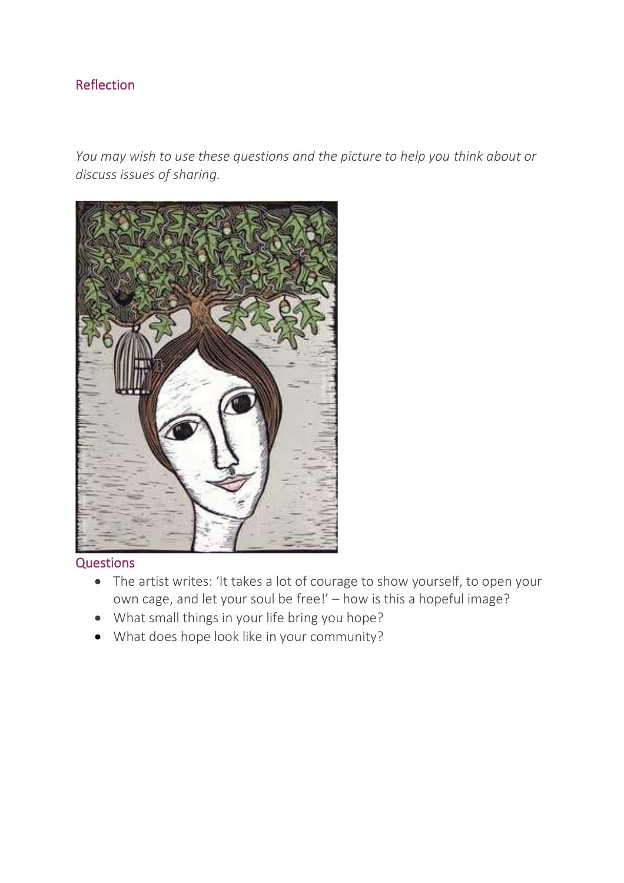## Reflection

*You may wish to use these questions and the picture to help you think about or discuss issues of sharing.*

### Questions

- The artist writes: 'It takes a lot of courage to show yourself, to open your own cage, and let your soul be free!' – how is this a hopeful image?
- What small things in your life bring you hope?
- What does hope look like in your community?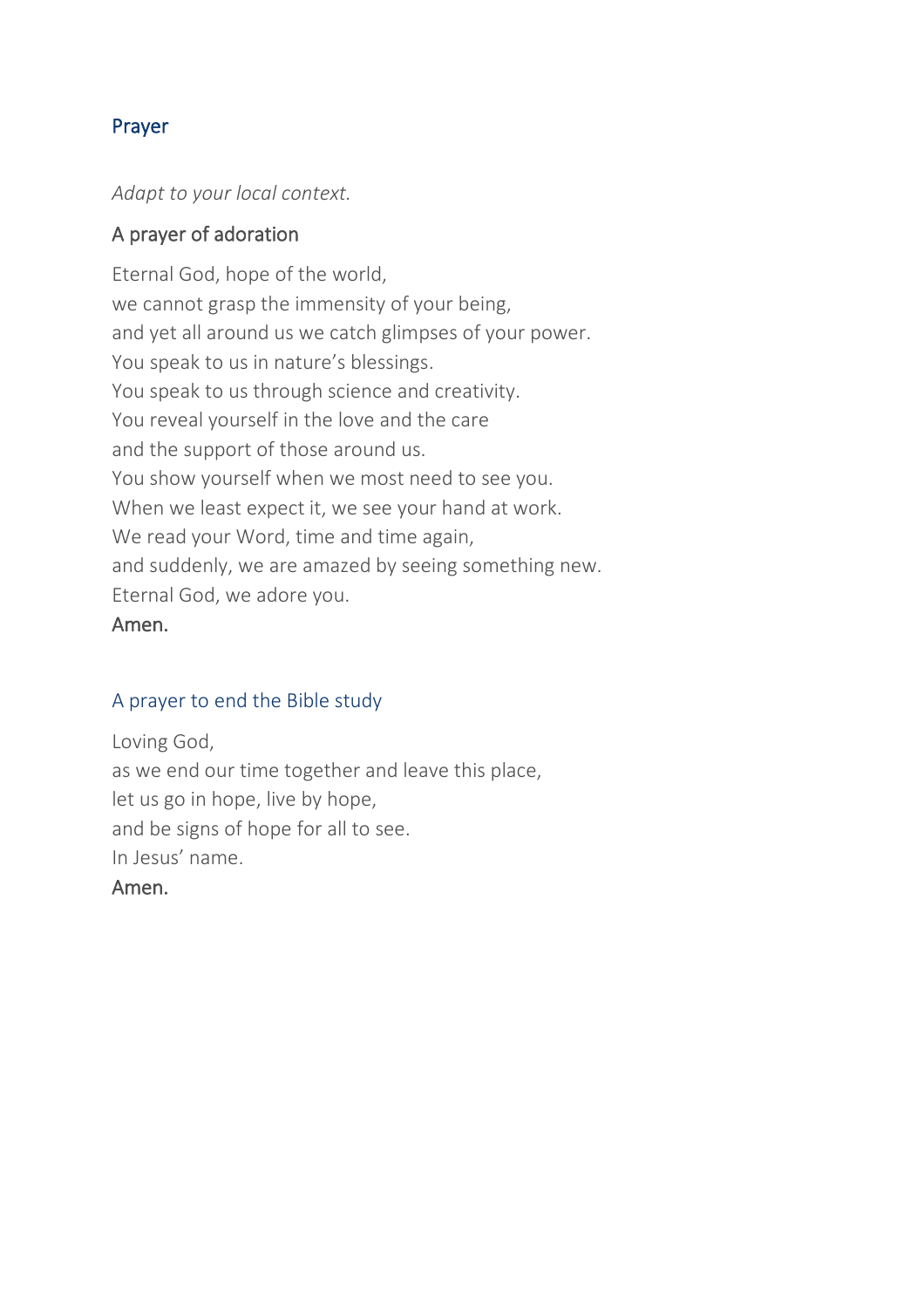## Prayer

*Adapt to your local context.*

### A prayer of adoration

Eternal God, hope of the world,
we cannot grasp the immensity of your being,
and yet all around us we catch glimpses of your power.
You speak to us in nature's blessings.
You speak to us through science and creativity.
You reveal yourself in the love and the care
and the support of those around us.
You show yourself when we most need to see you.
When we least expect it, we see your hand at work.
We read your Word, time and time again,
and suddenly, we are amazed by seeing something new.
Eternal God, we adore you.
**Amen.**

### A prayer to end the Bible study

Loving God,
as we end our time together and leave this place,
let us go in hope, live by hope,
and be signs of hope for all to see.
In Jesus' name.
**Amen.**